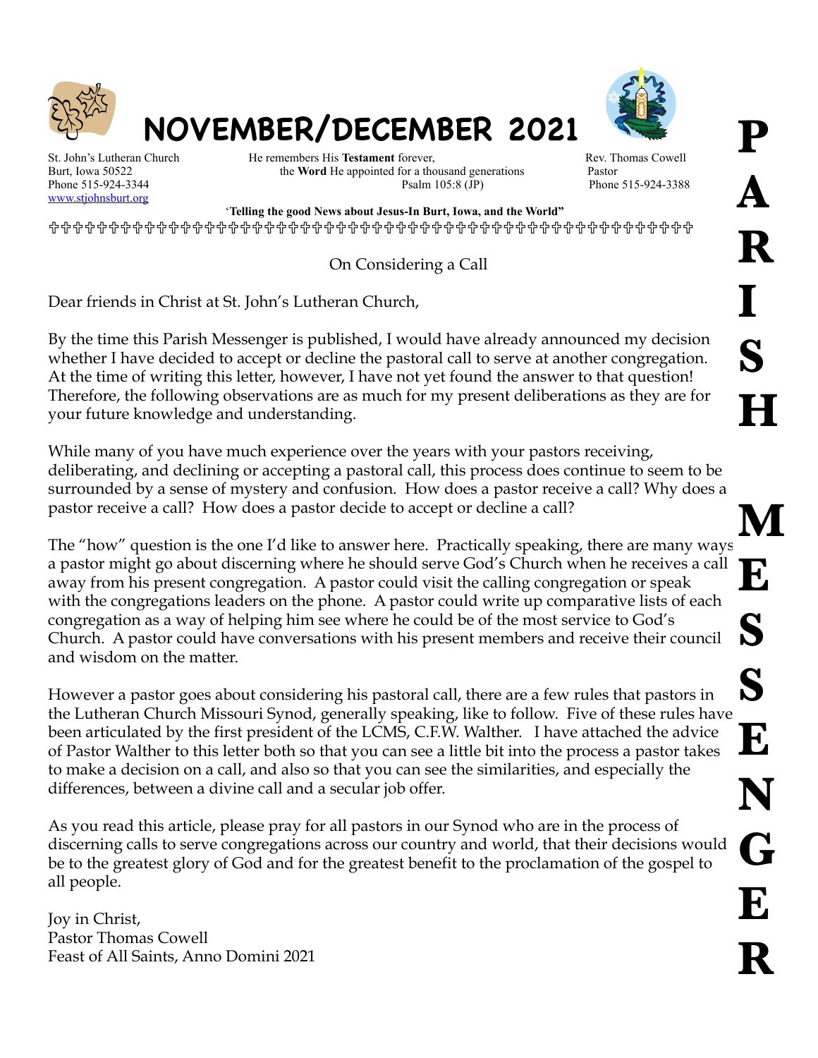# NOVEMBER/DECEMBER 2021

# PARISH MESSENGER

St. John's Lutheran Church
Burt, Iowa 50522
Phone 515-924-3344
www.stjohnsburt.org

He remembers His **Testament** forever,
the **Word** He appointed for a thousand generations
Psalm 105:8 (JP)

Rev. Thomas Cowell
Pastor
Phone 515-924-3388

**"Telling the good News about Jesus-In Burt, Iowa, and the World"**

## On Considering a Call

Dear friends in Christ at St. John's Lutheran Church,

By the time this Parish Messenger is published, I would have already announced my decision whether I have decided to accept or decline the pastoral call to serve at another congregation. At the time of writing this letter, however, I have not yet found the answer to that question! Therefore, the following observations are as much for my present deliberations as they are for your future knowledge and understanding.

While many of you have much experience over the years with your pastors receiving, deliberating, and declining or accepting a pastoral call, this process does continue to seem to be surrounded by a sense of mystery and confusion. How does a pastor receive a call? Why does a pastor receive a call? How does a pastor decide to accept or decline a call?

The "how" question is the one I'd like to answer here. Practically speaking, there are many ways a pastor might go about discerning where he should serve God's Church when he receives a call away from his present congregation. A pastor could visit the calling congregation or speak with the congregations leaders on the phone. A pastor could write up comparative lists of each congregation as a way of helping him see where he could be of the most service to God's Church. A pastor could have conversations with his present members and receive their council and wisdom on the matter.

However a pastor goes about considering his pastoral call, there are a few rules that pastors in the Lutheran Church Missouri Synod, generally speaking, like to follow. Five of these rules have been articulated by the first president of the LCMS, C.F.W. Walther. I have attached the advice of Pastor Walther to this letter both so that you can see a little bit into the process a pastor takes to make a decision on a call, and also so that you can see the similarities, and especially the differences, between a divine call and a secular job offer.

As you read this article, please pray for all pastors in our Synod who are in the process of discerning calls to serve congregations across our country and world, that their decisions would be to the greatest glory of God and for the greatest benefit to the proclamation of the gospel to all people.

Joy in Christ,
Pastor Thomas Cowell
Feast of All Saints, Anno Domini 2021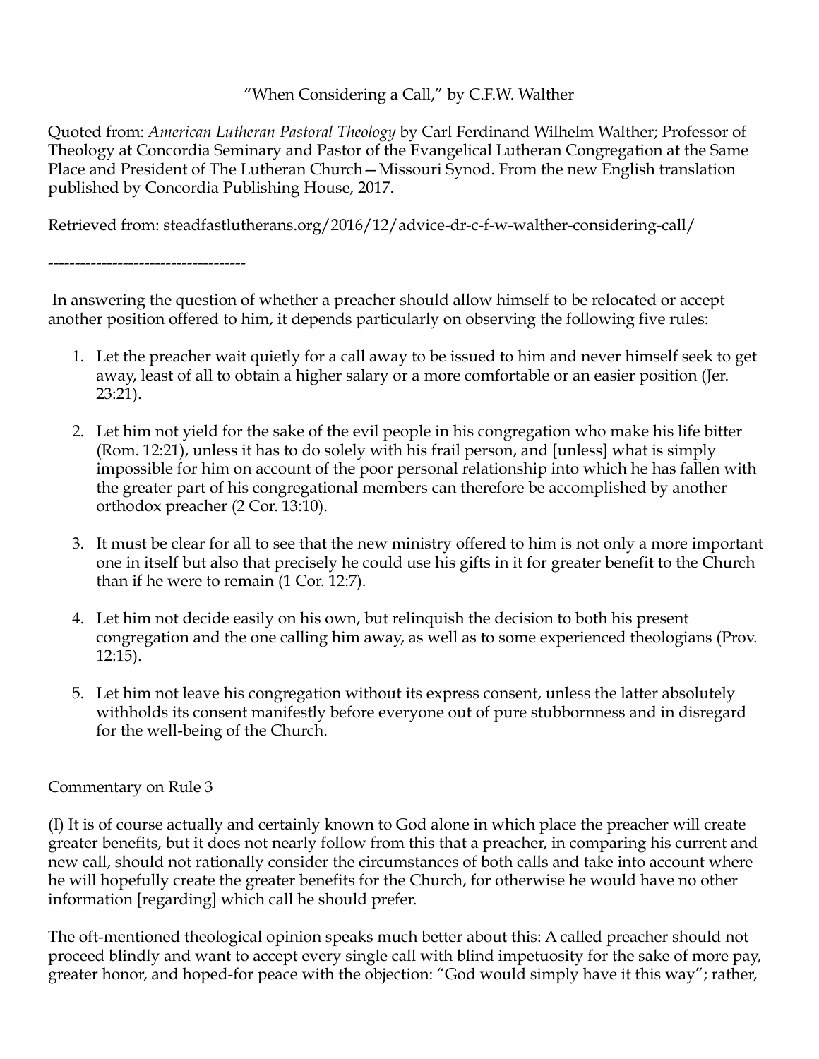"When Considering a Call," by C.F.W. Walther

Quoted from: *American Lutheran Pastoral Theology* by Carl Ferdinand Wilhelm Walther; Professor of Theology at Concordia Seminary and Pastor of the Evangelical Lutheran Congregation at the Same Place and President of The Lutheran Church—Missouri Synod. From the new English translation published by Concordia Publishing House, 2017.

Retrieved from: steadfastlutherans.org/2016/12/advice-dr-c-f-w-walther-considering-call/

-------------------------------------

In answering the question of whether a preacher should allow himself to be relocated or accept another position offered to him, it depends particularly on observing the following five rules:

1. Let the preacher wait quietly for a call away to be issued to him and never himself seek to get away, least of all to obtain a higher salary or a more comfortable or an easier position (Jer. 23:21).

2. Let him not yield for the sake of the evil people in his congregation who make his life bitter (Rom. 12:21), unless it has to do solely with his frail person, and [unless] what is simply impossible for him on account of the poor personal relationship into which he has fallen with the greater part of his congregational members can therefore be accomplished by another orthodox preacher (2 Cor. 13:10).

3. It must be clear for all to see that the new ministry offered to him is not only a more important one in itself but also that precisely he could use his gifts in it for greater benefit to the Church than if he were to remain (1 Cor. 12:7).

4. Let him not decide easily on his own, but relinquish the decision to both his present congregation and the one calling him away, as well as to some experienced theologians (Prov. 12:15).

5. Let him not leave his congregation without its express consent, unless the latter absolutely withholds its consent manifestly before everyone out of pure stubbornness and in disregard for the well-being of the Church.

Commentary on Rule 3

(I) It is of course actually and certainly known to God alone in which place the preacher will create greater benefits, but it does not nearly follow from this that a preacher, in comparing his current and new call, should not rationally consider the circumstances of both calls and take into account where he will hopefully create the greater benefits for the Church, for otherwise he would have no other information [regarding] which call he should prefer.

The oft-mentioned theological opinion speaks much better about this: A called preacher should not proceed blindly and want to accept every single call with blind impetuosity for the sake of more pay, greater honor, and hoped-for peace with the objection: "God would simply have it this way"; rather,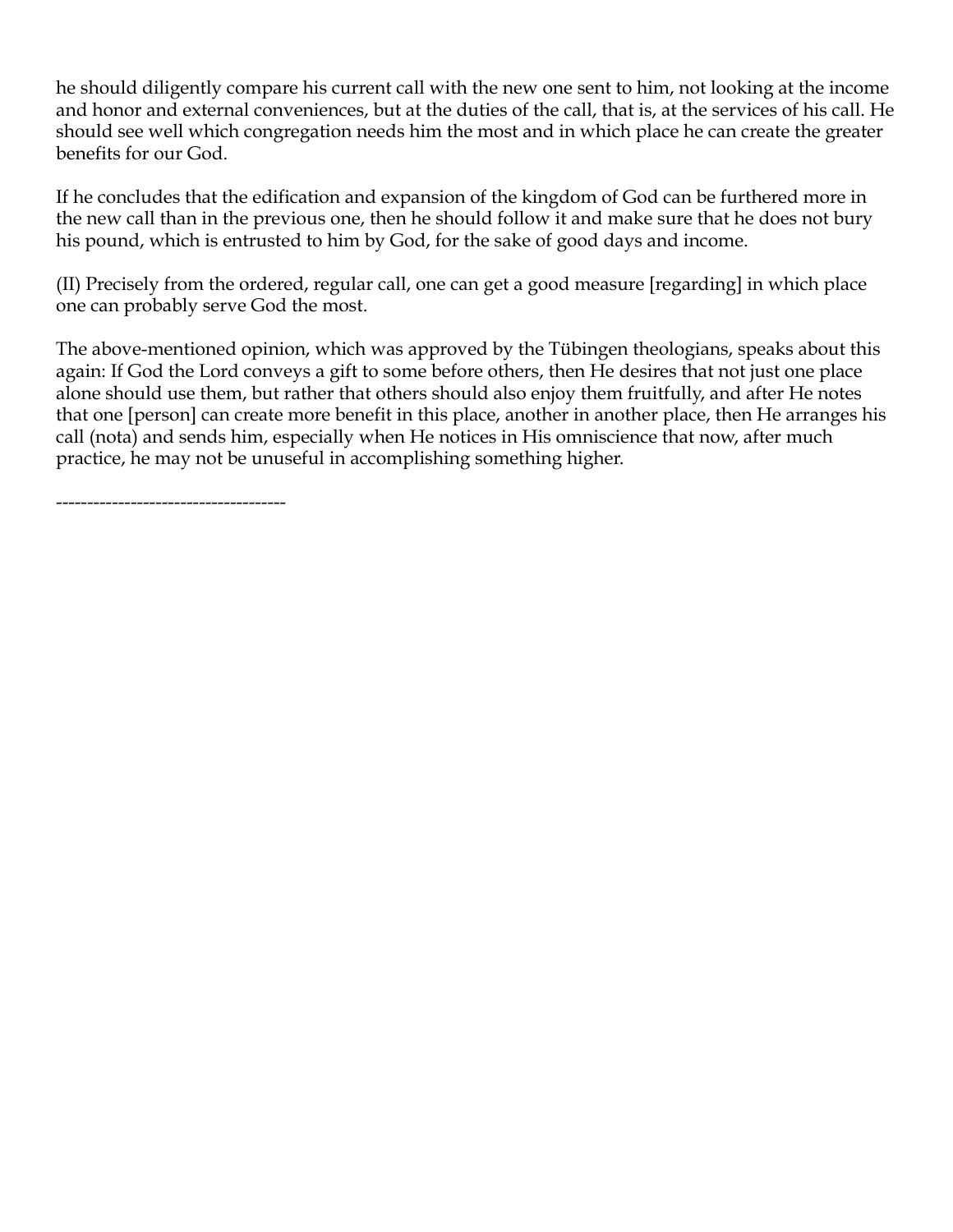he should diligently compare his current call with the new one sent to him, not looking at the income and honor and external conveniences, but at the duties of the call, that is, at the services of his call. He should see well which congregation needs him the most and in which place he can create the greater benefits for our God.

If he concludes that the edification and expansion of the kingdom of God can be furthered more in the new call than in the previous one, then he should follow it and make sure that he does not bury his pound, which is entrusted to him by God, for the sake of good days and income.

(II) Precisely from the ordered, regular call, one can get a good measure [regarding] in which place one can probably serve God the most.

The above-mentioned opinion, which was approved by the Tübingen theologians, speaks about this again: If God the Lord conveys a gift to some before others, then He desires that not just one place alone should use them, but rather that others should also enjoy them fruitfully, and after He notes that one [person] can create more benefit in this place, another in another place, then He arranges his call (nota) and sends him, especially when He notices in His omniscience that now, after much practice, he may not be unuseful in accomplishing something higher.

------------------------------------